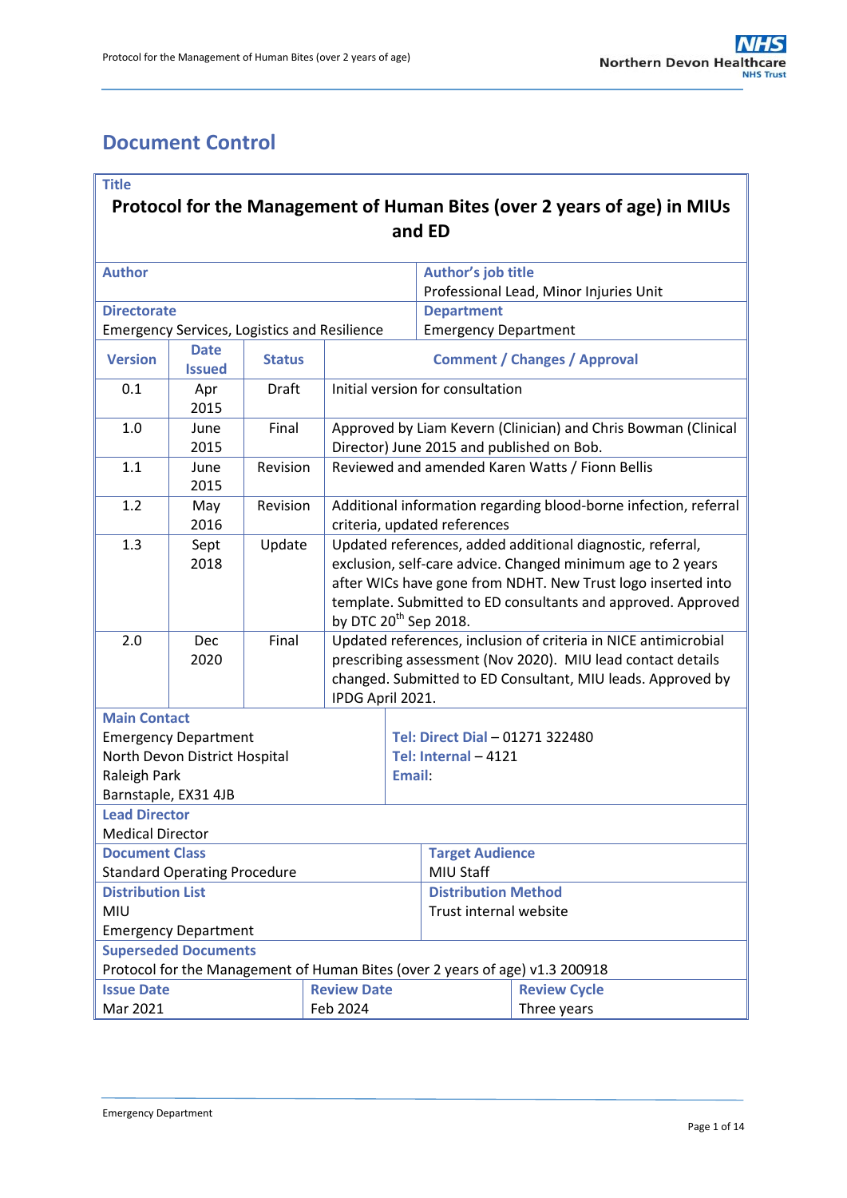# Document Control

| **Title** | | | |
|---|---|---|---|
| **Protocol for the Management of Human Bites (over 2 years of age) in MIUs and ED** | | | |
| **Author** | | **Author's job title** | |
| | | Professional Lead, Minor Injuries Unit | |
| **Directorate** | | **Department** | |
| Emergency Services, Logistics and Resilience | | Emergency Department | |

| Version | Date Issued | Status | Comment / Changes / Approval |
|---|---|---|---|
| 0.1 | Apr 2015 | Draft | Initial version for consultation |
| 1.0 | June 2015 | Final | Approved by Liam Kevern (Clinician) and Chris Bowman (Clinical Director) June 2015 and published on Bob. |
| 1.1 | June 2015 | Revision | Reviewed and amended Karen Watts / Fionn Bellis |
| 1.2 | May 2016 | Revision | Additional information regarding blood-borne infection, referral criteria, updated references |
| 1.3 | Sept 2018 | Update | Updated references, added additional diagnostic, referral, exclusion, self-care advice. Changed minimum age to 2 years after WICs have gone from NDHT. New Trust logo inserted into template. Submitted to ED consultants and approved. Approved by DTC 20th Sep 2018. |
| 2.0 | Dec 2020 | Final | Updated references, inclusion of criteria in NICE antimicrobial prescribing assessment (Nov 2020). MIU lead contact details changed. Submitted to ED Consultant, MIU leads. Approved by IPDG April 2021. |

| **Main Contact** | |
|---|---|
| Emergency Department<br>North Devon District Hospital<br>Raleigh Park<br>Barnstaple, EX31 4JB | **Tel: Direct Dial** – 01271 322480<br>**Tel: Internal** – 4121<br>**Email**: |
| **Lead Director** | |
| Medical Director | |
| **Document Class** | **Target Audience** |
| Standard Operating Procedure | MIU Staff |
| **Distribution List** | **Distribution Method** |
| MIU<br>Emergency Department | Trust internal website |
| **Superseded Documents** | |
| Protocol for the Management of Human Bites (over 2 years of age) v1.3 200918 | |

| **Issue Date** | **Review Date** | **Review Cycle** |
|---|---|---|
| Mar 2021 | Feb 2024 | Three years |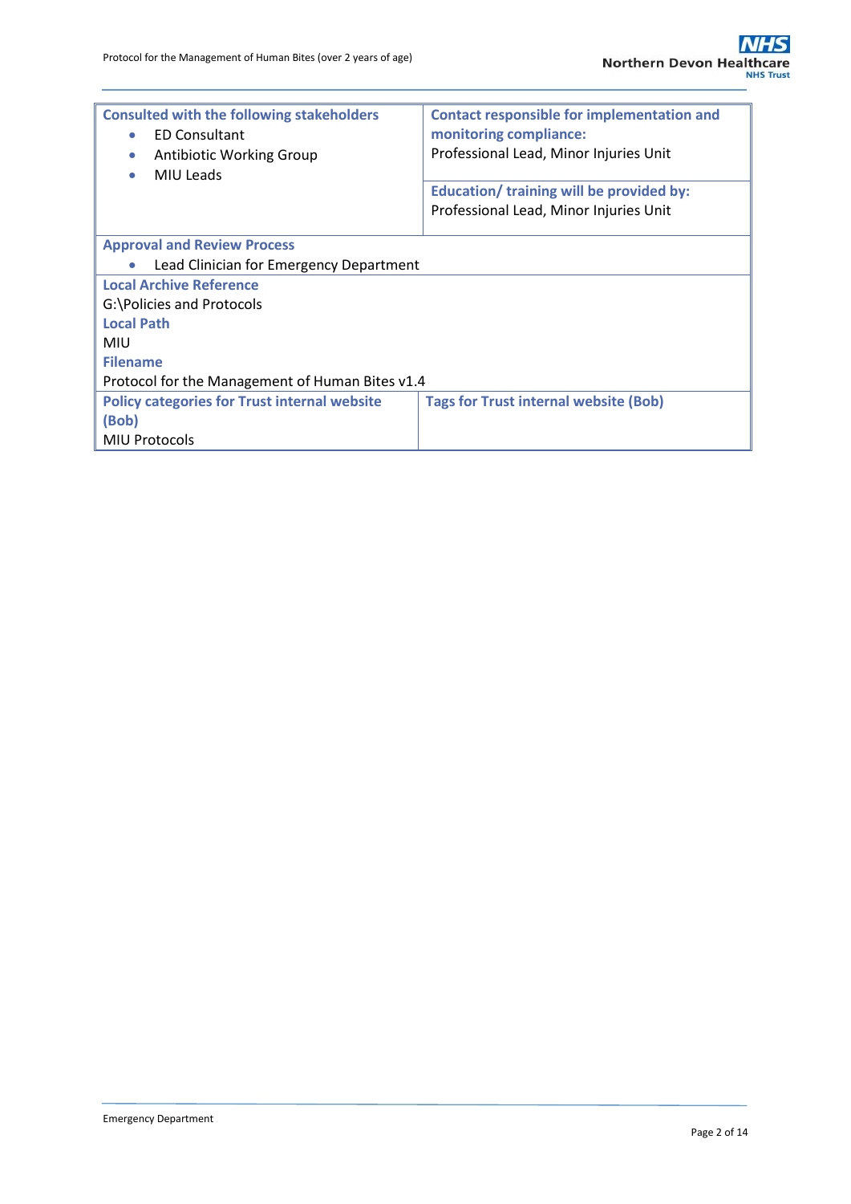| Consulted with the following stakeholders | Contact responsible for implementation and monitoring compliance: |
|---|---|
| • ED Consultant<br>• Antibiotic Working Group<br>• MIU Leads | Professional Lead, Minor Injuries Unit<br><br>**Education/ training will be provided by:**<br>Professional Lead, Minor Injuries Unit |
| **Approval and Review Process**<br>• Lead Clinician for Emergency Department | |
| **Local Archive Reference**<br>G:\Policies and Protocols<br>**Local Path**<br>MIU<br>**Filename**<br>Protocol for the Management of Human Bites v1.4 | |
| **Policy categories for Trust internal website (Bob)**<br>MIU Protocols | **Tags for Trust internal website (Bob)** |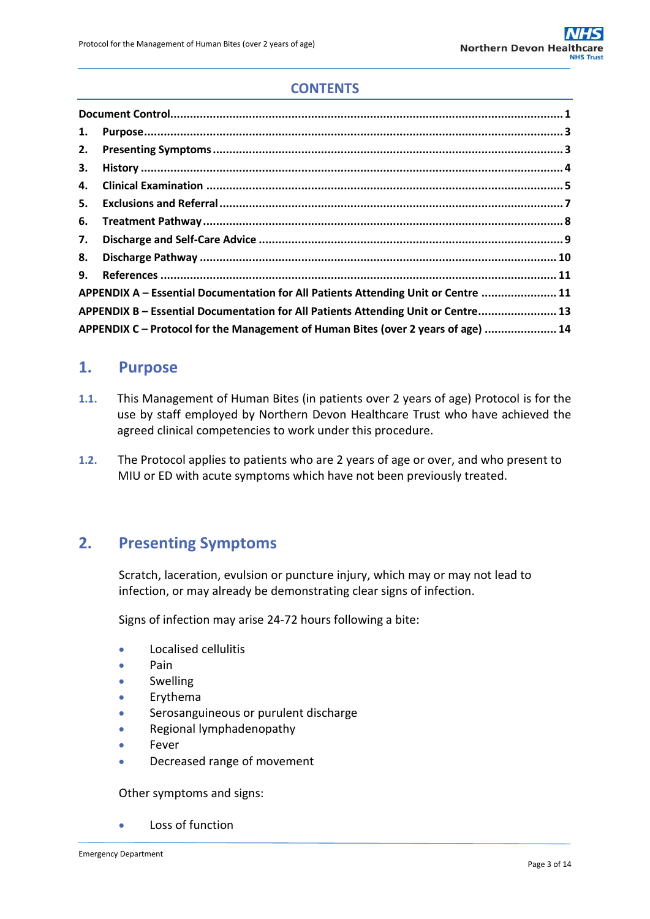## CONTENTS

| | |
|---|---|
| **Document Control** | **1** |
| **1. Purpose** | **3** |
| **2. Presenting Symptoms** | **3** |
| **3. History** | **4** |
| **4. Clinical Examination** | **5** |
| **5. Exclusions and Referral** | **7** |
| **6. Treatment Pathway** | **8** |
| **7. Discharge and Self-Care Advice** | **9** |
| **8. Discharge Pathway** | **10** |
| **9. References** | **11** |
| **APPENDIX A – Essential Documentation for All Patients Attending Unit or Centre** | **11** |
| **APPENDIX B – Essential Documentation for All Patients Attending Unit or Centre** | **13** |
| **APPENDIX C – Protocol for the Management of Human Bites (over 2 years of age)** | **14** |

## 1. Purpose

**1.1.** This Management of Human Bites (in patients over 2 years of age) Protocol is for the use by staff employed by Northern Devon Healthcare Trust who have achieved the agreed clinical competencies to work under this procedure.

**1.2.** The Protocol applies to patients who are 2 years of age or over, and who present to MIU or ED with acute symptoms which have not been previously treated.

## 2. Presenting Symptoms

Scratch, laceration, evulsion or puncture injury, which may or may not lead to infection, or may already be demonstrating clear signs of infection.

Signs of infection may arise 24-72 hours following a bite:

- Localised cellulitis
- Pain
- Swelling
- Erythema
- Serosanguineous or purulent discharge
- Regional lymphadenopathy
- Fever
- Decreased range of movement

Other symptoms and signs:

- Loss of function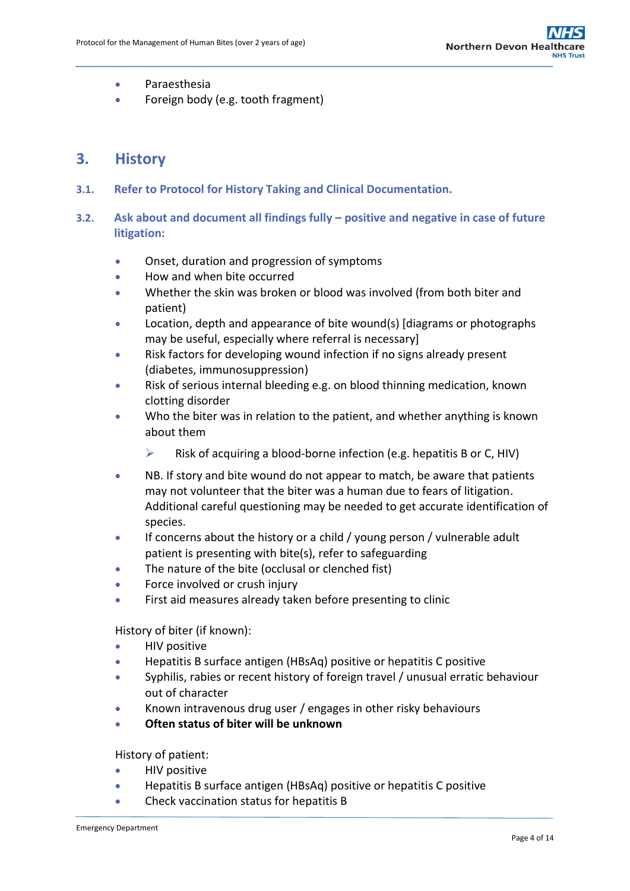- Paraesthesia
- Foreign body (e.g. tooth fragment)

## 3. History

### 3.1. Refer to Protocol for History Taking and Clinical Documentation.

### 3.2. Ask about and document all findings fully – positive and negative in case of future litigation:

- Onset, duration and progression of symptoms
- How and when bite occurred
- Whether the skin was broken or blood was involved (from both biter and patient)
- Location, depth and appearance of bite wound(s) [diagrams or photographs may be useful, especially where referral is necessary]
- Risk factors for developing wound infection if no signs already present (diabetes, immunosuppression)
- Risk of serious internal bleeding e.g. on blood thinning medication, known clotting disorder
- Who the biter was in relation to the patient, and whether anything is known about them
    - Risk of acquiring a blood-borne infection (e.g. hepatitis B or C, HIV)
- NB. If story and bite wound do not appear to match, be aware that patients may not volunteer that the biter was a human due to fears of litigation. Additional careful questioning may be needed to get accurate identification of species.
- If concerns about the history or a child / young person / vulnerable adult patient is presenting with bite(s), refer to safeguarding
- The nature of the bite (occlusal or clenched fist)
- Force involved or crush injury
- First aid measures already taken before presenting to clinic

History of biter (if known):

- HIV positive
- Hepatitis B surface antigen (HBsAq) positive or hepatitis C positive
- Syphilis, rabies or recent history of foreign travel / unusual erratic behaviour out of character
- Known intravenous drug user / engages in other risky behaviours
- **Often status of biter will be unknown**

History of patient:

- HIV positive
- Hepatitis B surface antigen (HBsAq) positive or hepatitis C positive
- Check vaccination status for hepatitis B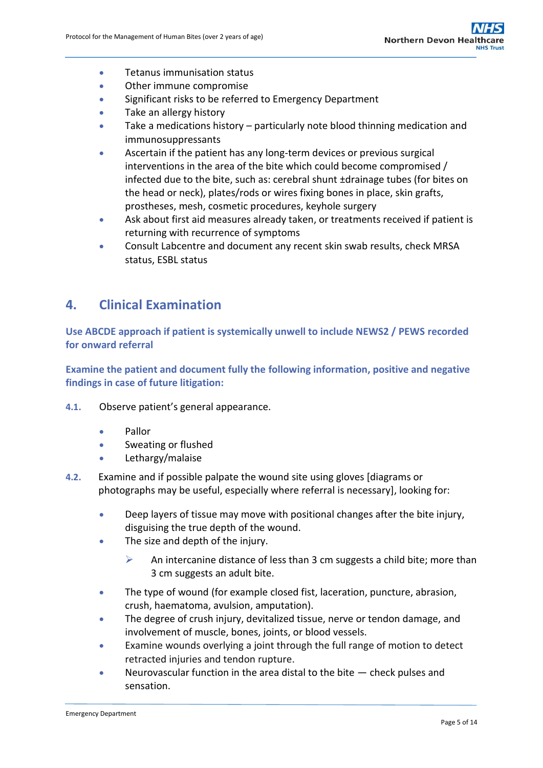- Tetanus immunisation status
- Other immune compromise
- Significant risks to be referred to Emergency Department
- Take an allergy history
- Take a medications history – particularly note blood thinning medication and immunosuppressants
- Ascertain if the patient has any long-term devices or previous surgical interventions in the area of the bite which could become compromised / infected due to the bite, such as: cerebral shunt ±drainage tubes (for bites on the head or neck), plates/rods or wires fixing bones in place, skin grafts, prostheses, mesh, cosmetic procedures, keyhole surgery
- Ask about first aid measures already taken, or treatments received if patient is returning with recurrence of symptoms
- Consult Labcentre and document any recent skin swab results, check MRSA status, ESBL status

## 4. Clinical Examination

**Use ABCDE approach if patient is systemically unwell to include NEWS2 / PEWS recorded for onward referral**

**Examine the patient and document fully the following information, positive and negative findings in case of future litigation:**

**4.1.** Observe patient's general appearance.

- Pallor
- Sweating or flushed
- Lethargy/malaise

**4.2.** Examine and if possible palpate the wound site using gloves [diagrams or photographs may be useful, especially where referral is necessary], looking for:

- Deep layers of tissue may move with positional changes after the bite injury, disguising the true depth of the wound.
- The size and depth of the injury.
  - An intercanine distance of less than 3 cm suggests a child bite; more than 3 cm suggests an adult bite.
- The type of wound (for example closed fist, laceration, puncture, abrasion, crush, haematoma, avulsion, amputation).
- The degree of crush injury, devitalized tissue, nerve or tendon damage, and involvement of muscle, bones, joints, or blood vessels.
- Examine wounds overlying a joint through the full range of motion to detect retracted injuries and tendon rupture.
- Neurovascular function in the area distal to the bite — check pulses and sensation.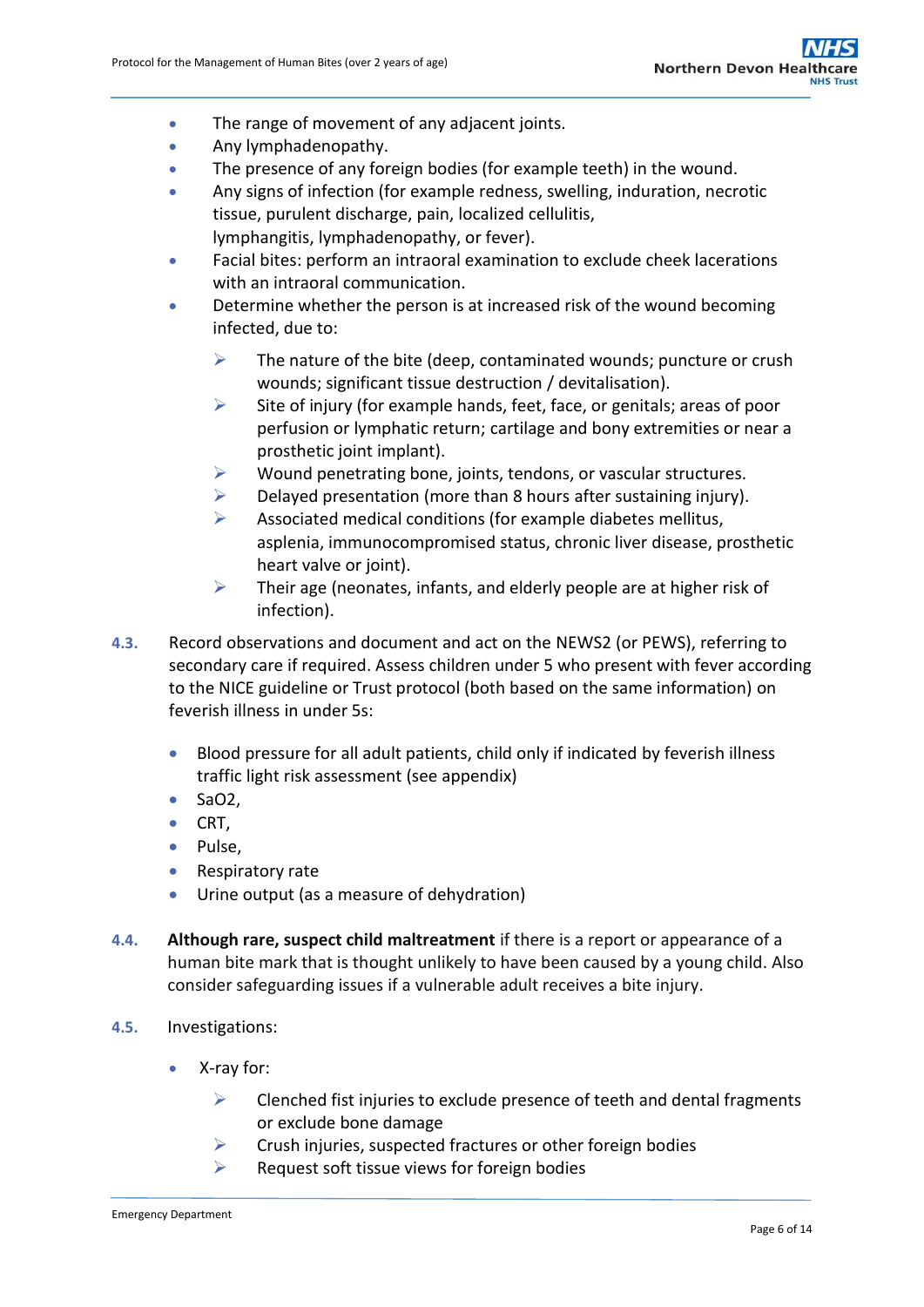- The range of movement of any adjacent joints.
- Any lymphadenopathy.
- The presence of any foreign bodies (for example teeth) in the wound.
- Any signs of infection (for example redness, swelling, induration, necrotic tissue, purulent discharge, pain, localized cellulitis, lymphangitis, lymphadenopathy, or fever).
- Facial bites: perform an intraoral examination to exclude cheek lacerations with an intraoral communication.
- Determine whether the person is at increased risk of the wound becoming infected, due to:
  - The nature of the bite (deep, contaminated wounds; puncture or crush wounds; significant tissue destruction / devitalisation).
  - Site of injury (for example hands, feet, face, or genitals; areas of poor perfusion or lymphatic return; cartilage and bony extremities or near a prosthetic joint implant).
  - Wound penetrating bone, joints, tendons, or vascular structures.
  - Delayed presentation (more than 8 hours after sustaining injury).
  - Associated medical conditions (for example diabetes mellitus, asplenia, immunocompromised status, chronic liver disease, prosthetic heart valve or joint).
  - Their age (neonates, infants, and elderly people are at higher risk of infection).

**4.3.** Record observations and document and act on the NEWS2 (or PEWS), referring to secondary care if required. Assess children under 5 who present with fever according to the NICE guideline or Trust protocol (both based on the same information) on feverish illness in under 5s:

- Blood pressure for all adult patients, child only if indicated by feverish illness traffic light risk assessment (see appendix)
- SaO2,
- CRT,
- Pulse,
- Respiratory rate
- Urine output (as a measure of dehydration)

**4.4.** **Although rare, suspect child maltreatment** if there is a report or appearance of a human bite mark that is thought unlikely to have been caused by a young child. Also consider safeguarding issues if a vulnerable adult receives a bite injury.

**4.5.** Investigations:

- X-ray for:
  - Clenched fist injuries to exclude presence of teeth and dental fragments or exclude bone damage
  - Crush injuries, suspected fractures or other foreign bodies
  - Request soft tissue views for foreign bodies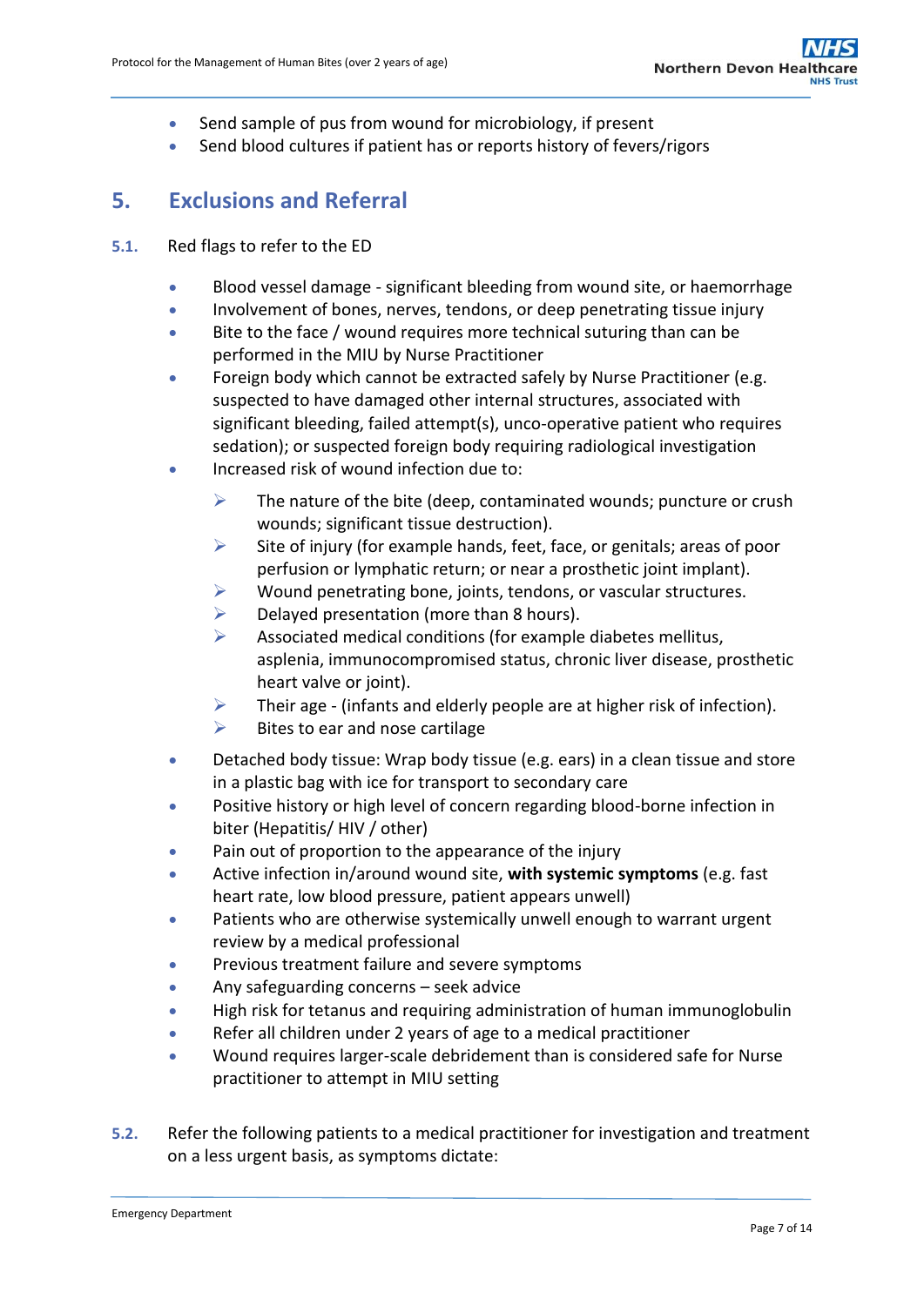- Send sample of pus from wound for microbiology, if present
- Send blood cultures if patient has or reports history of fevers/rigors

## 5. Exclusions and Referral

**5.1.** Red flags to refer to the ED

- Blood vessel damage - significant bleeding from wound site, or haemorrhage
- Involvement of bones, nerves, tendons, or deep penetrating tissue injury
- Bite to the face / wound requires more technical suturing than can be performed in the MIU by Nurse Practitioner
- Foreign body which cannot be extracted safely by Nurse Practitioner (e.g. suspected to have damaged other internal structures, associated with significant bleeding, failed attempt(s), unco-operative patient who requires sedation); or suspected foreign body requiring radiological investigation
- Increased risk of wound infection due to:
  - The nature of the bite (deep, contaminated wounds; puncture or crush wounds; significant tissue destruction).
  - Site of injury (for example hands, feet, face, or genitals; areas of poor perfusion or lymphatic return; or near a prosthetic joint implant).
  - Wound penetrating bone, joints, tendons, or vascular structures.
  - Delayed presentation (more than 8 hours).
  - Associated medical conditions (for example diabetes mellitus, asplenia, immunocompromised status, chronic liver disease, prosthetic heart valve or joint).
  - Their age - (infants and elderly people are at higher risk of infection).
  - Bites to ear and nose cartilage
- Detached body tissue: Wrap body tissue (e.g. ears) in a clean tissue and store in a plastic bag with ice for transport to secondary care
- Positive history or high level of concern regarding blood-borne infection in biter (Hepatitis/ HIV / other)
- Pain out of proportion to the appearance of the injury
- Active infection in/around wound site, **with systemic symptoms** (e.g. fast heart rate, low blood pressure, patient appears unwell)
- Patients who are otherwise systemically unwell enough to warrant urgent review by a medical professional
- Previous treatment failure and severe symptoms
- Any safeguarding concerns – seek advice
- High risk for tetanus and requiring administration of human immunoglobulin
- Refer all children under 2 years of age to a medical practitioner
- Wound requires larger-scale debridement than is considered safe for Nurse practitioner to attempt in MIU setting

**5.2.** Refer the following patients to a medical practitioner for investigation and treatment on a less urgent basis, as symptoms dictate: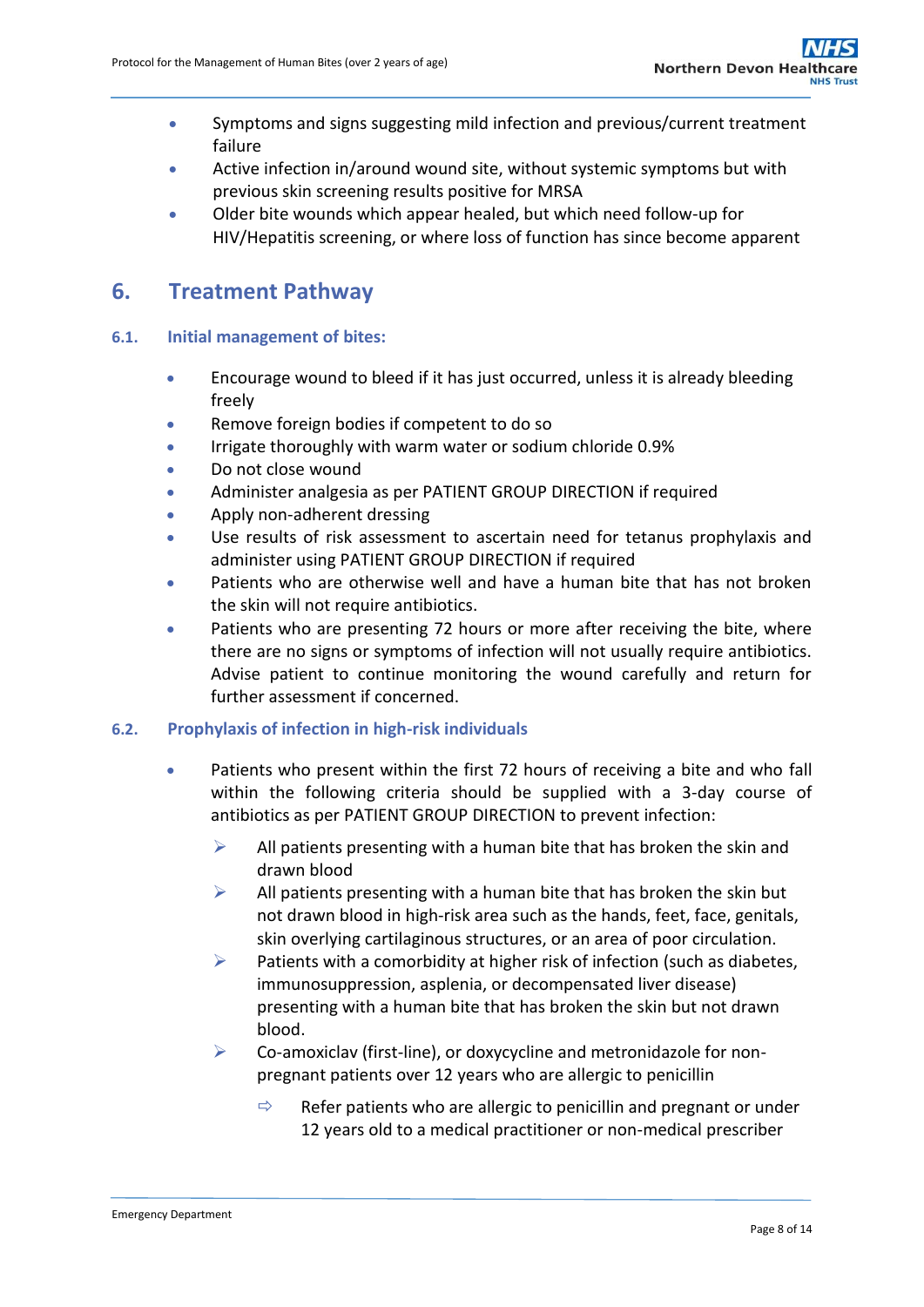- Symptoms and signs suggesting mild infection and previous/current treatment failure
- Active infection in/around wound site, without systemic symptoms but with previous skin screening results positive for MRSA
- Older bite wounds which appear healed, but which need follow-up for HIV/Hepatitis screening, or where loss of function has since become apparent

## 6. Treatment Pathway

### 6.1. Initial management of bites:

- Encourage wound to bleed if it has just occurred, unless it is already bleeding freely
- Remove foreign bodies if competent to do so
- Irrigate thoroughly with warm water or sodium chloride 0.9%
- Do not close wound
- Administer analgesia as per PATIENT GROUP DIRECTION if required
- Apply non-adherent dressing
- Use results of risk assessment to ascertain need for tetanus prophylaxis and administer using PATIENT GROUP DIRECTION if required
- Patients who are otherwise well and have a human bite that has not broken the skin will not require antibiotics.
- Patients who are presenting 72 hours or more after receiving the bite, where there are no signs or symptoms of infection will not usually require antibiotics. Advise patient to continue monitoring the wound carefully and return for further assessment if concerned.

### 6.2. Prophylaxis of infection in high-risk individuals

- Patients who present within the first 72 hours of receiving a bite and who fall within the following criteria should be supplied with a 3-day course of antibiotics as per PATIENT GROUP DIRECTION to prevent infection:
  - All patients presenting with a human bite that has broken the skin and drawn blood
  - All patients presenting with a human bite that has broken the skin but not drawn blood in high-risk area such as the hands, feet, face, genitals, skin overlying cartilaginous structures, or an area of poor circulation.
  - Patients with a comorbidity at higher risk of infection (such as diabetes, immunosuppression, asplenia, or decompensated liver disease) presenting with a human bite that has broken the skin but not drawn blood.
  - Co-amoxiclav (first-line), or doxycycline and metronidazole for non-pregnant patients over 12 years who are allergic to penicillin
    - Refer patients who are allergic to penicillin and pregnant or under 12 years old to a medical practitioner or non-medical prescriber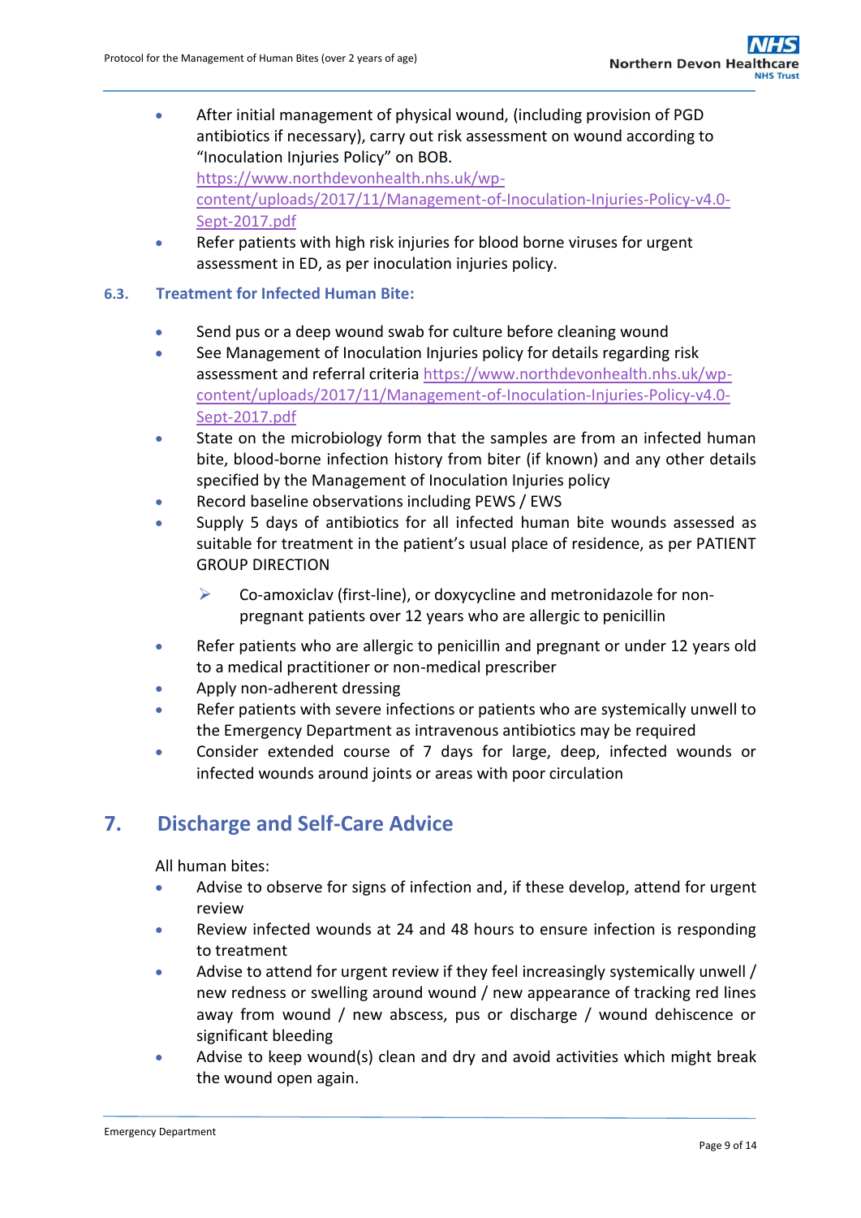- After initial management of physical wound, (including provision of PGD antibiotics if necessary), carry out risk assessment on wound according to "Inoculation Injuries Policy" on BOB. [https://www.northdevonhealth.nhs.uk/wp-content/uploads/2017/11/Management-of-Inoculation-Injuries-Policy-v4.0-Sept-2017.pdf](https://www.northdevonhealth.nhs.uk/wp-content/uploads/2017/11/Management-of-Inoculation-Injuries-Policy-v4.0-Sept-2017.pdf)
- Refer patients with high risk injuries for blood borne viruses for urgent assessment in ED, as per inoculation injuries policy.

### 6.3. Treatment for Infected Human Bite:

- Send pus or a deep wound swab for culture before cleaning wound
- See Management of Inoculation Injuries policy for details regarding risk assessment and referral criteria [https://www.northdevonhealth.nhs.uk/wp-content/uploads/2017/11/Management-of-Inoculation-Injuries-Policy-v4.0-Sept-2017.pdf](https://www.northdevonhealth.nhs.uk/wp-content/uploads/2017/11/Management-of-Inoculation-Injuries-Policy-v4.0-Sept-2017.pdf)
- State on the microbiology form that the samples are from an infected human bite, blood-borne infection history from biter (if known) and any other details specified by the Management of Inoculation Injuries policy
- Record baseline observations including PEWS / EWS
- Supply 5 days of antibiotics for all infected human bite wounds assessed as suitable for treatment in the patient's usual place of residence, as per PATIENT GROUP DIRECTION
  - Co-amoxiclav (first-line), or doxycycline and metronidazole for non-pregnant patients over 12 years who are allergic to penicillin
- Refer patients who are allergic to penicillin and pregnant or under 12 years old to a medical practitioner or non-medical prescriber
- Apply non-adherent dressing
- Refer patients with severe infections or patients who are systemically unwell to the Emergency Department as intravenous antibiotics may be required
- Consider extended course of 7 days for large, deep, infected wounds or infected wounds around joints or areas with poor circulation

## 7. Discharge and Self-Care Advice

All human bites:

- Advise to observe for signs of infection and, if these develop, attend for urgent review
- Review infected wounds at 24 and 48 hours to ensure infection is responding to treatment
- Advise to attend for urgent review if they feel increasingly systemically unwell / new redness or swelling around wound / new appearance of tracking red lines away from wound / new abscess, pus or discharge / wound dehiscence or significant bleeding
- Advise to keep wound(s) clean and dry and avoid activities which might break the wound open again.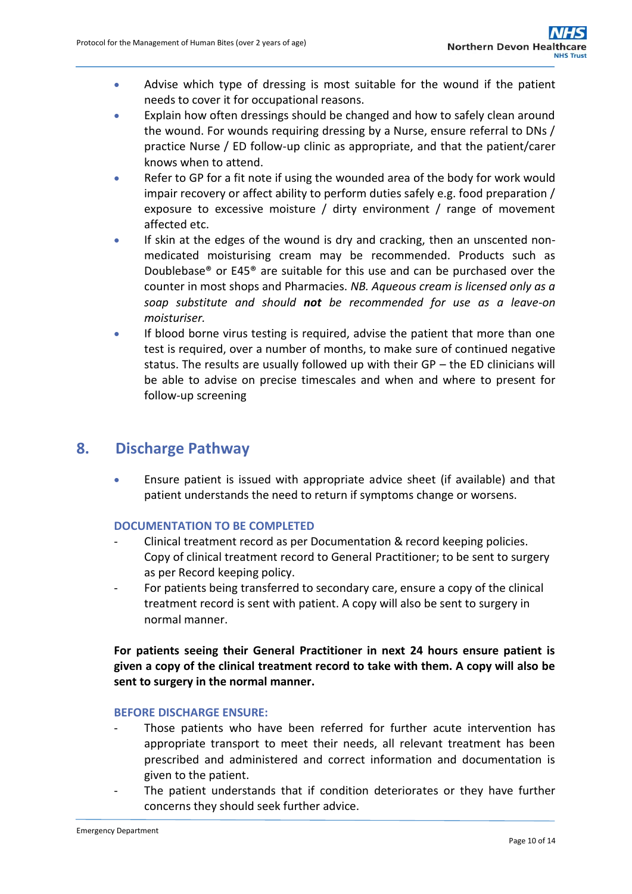- Advise which type of dressing is most suitable for the wound if the patient needs to cover it for occupational reasons.
- Explain how often dressings should be changed and how to safely clean around the wound. For wounds requiring dressing by a Nurse, ensure referral to DNs / practice Nurse / ED follow-up clinic as appropriate, and that the patient/carer knows when to attend.
- Refer to GP for a fit note if using the wounded area of the body for work would impair recovery or affect ability to perform duties safely e.g. food preparation / exposure to excessive moisture / dirty environment / range of movement affected etc.
- If skin at the edges of the wound is dry and cracking, then an unscented non-medicated moisturising cream may be recommended. Products such as Doublebase® or E45® are suitable for this use and can be purchased over the counter in most shops and Pharmacies. *NB. Aqueous cream is licensed only as a soap substitute and should **not** be recommended for use as a leave-on moisturiser.*
- If blood borne virus testing is required, advise the patient that more than one test is required, over a number of months, to make sure of continued negative status. The results are usually followed up with their GP – the ED clinicians will be able to advise on precise timescales and when and where to present for follow-up screening

## 8. Discharge Pathway

- Ensure patient is issued with appropriate advice sheet (if available) and that patient understands the need to return if symptoms change or worsens.

### DOCUMENTATION TO BE COMPLETED

- Clinical treatment record as per Documentation & record keeping policies. Copy of clinical treatment record to General Practitioner; to be sent to surgery as per Record keeping policy.
- For patients being transferred to secondary care, ensure a copy of the clinical treatment record is sent with patient. A copy will also be sent to surgery in normal manner.

**For patients seeing their General Practitioner in next 24 hours ensure patient is given a copy of the clinical treatment record to take with them. A copy will also be sent to surgery in the normal manner.**

### BEFORE DISCHARGE ENSURE:

- Those patients who have been referred for further acute intervention has appropriate transport to meet their needs, all relevant treatment has been prescribed and administered and correct information and documentation is given to the patient.
- The patient understands that if condition deteriorates or they have further concerns they should seek further advice.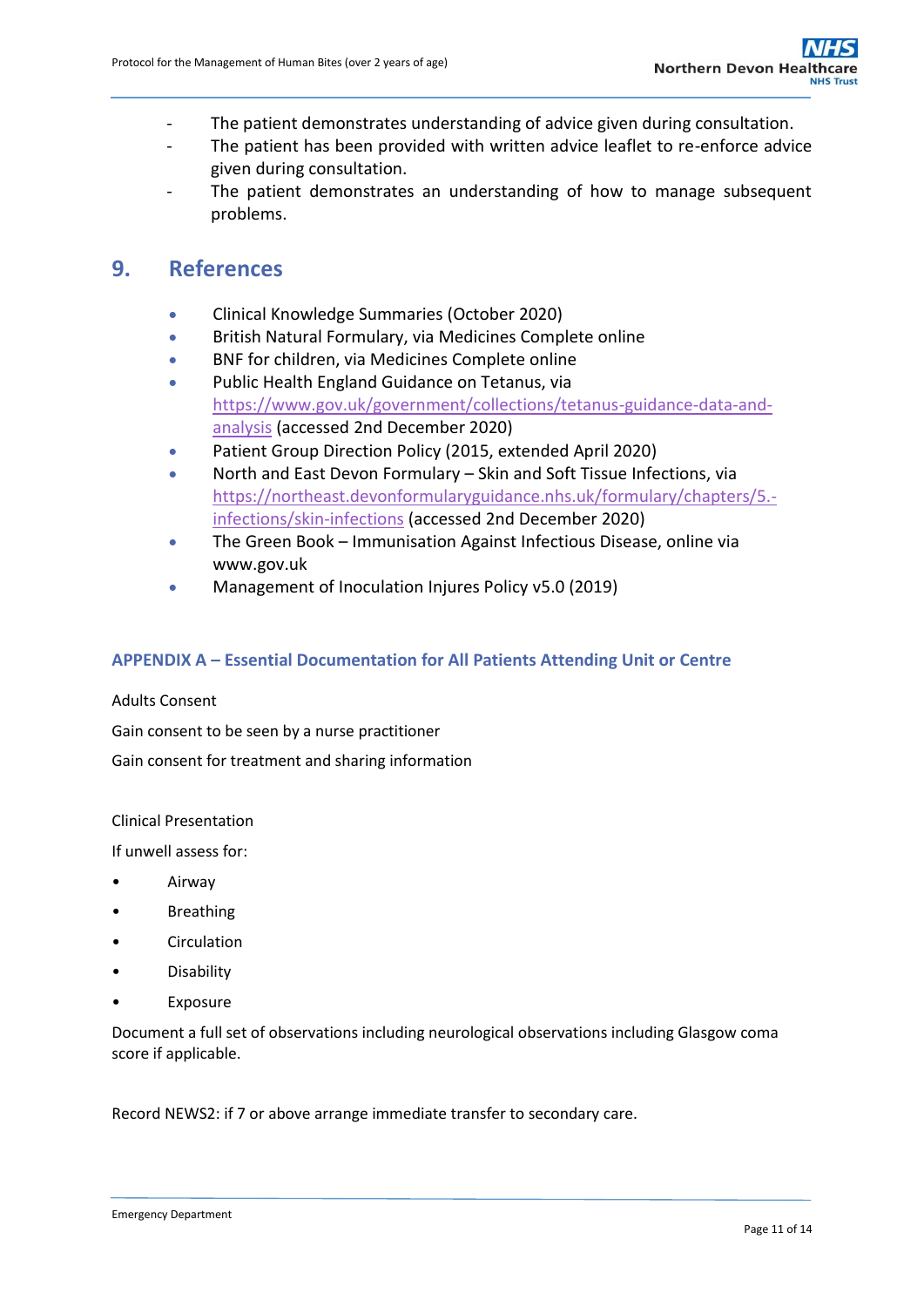- The patient demonstrates understanding of advice given during consultation.
- The patient has been provided with written advice leaflet to re-enforce advice given during consultation.
- The patient demonstrates an understanding of how to manage subsequent problems.

## 9. References

- Clinical Knowledge Summaries (October 2020)
- British Natural Formulary, via Medicines Complete online
- BNF for children, via Medicines Complete online
- Public Health England Guidance on Tetanus, via https://www.gov.uk/government/collections/tetanus-guidance-data-and-analysis (accessed 2nd December 2020)
- Patient Group Direction Policy (2015, extended April 2020)
- North and East Devon Formulary – Skin and Soft Tissue Infections, via https://northeast.devonformularyguidance.nhs.uk/formulary/chapters/5.-infections/skin-infections (accessed 2nd December 2020)
- The Green Book – Immunisation Against Infectious Disease, online via www.gov.uk
- Management of Inoculation Injures Policy v5.0 (2019)

### APPENDIX A – Essential Documentation for All Patients Attending Unit or Centre

Adults Consent

Gain consent to be seen by a nurse practitioner

Gain consent for treatment and sharing information

Clinical Presentation

If unwell assess for:

- Airway
- Breathing
- Circulation
- Disability
- Exposure

Document a full set of observations including neurological observations including Glasgow coma score if applicable.

Record NEWS2: if 7 or above arrange immediate transfer to secondary care.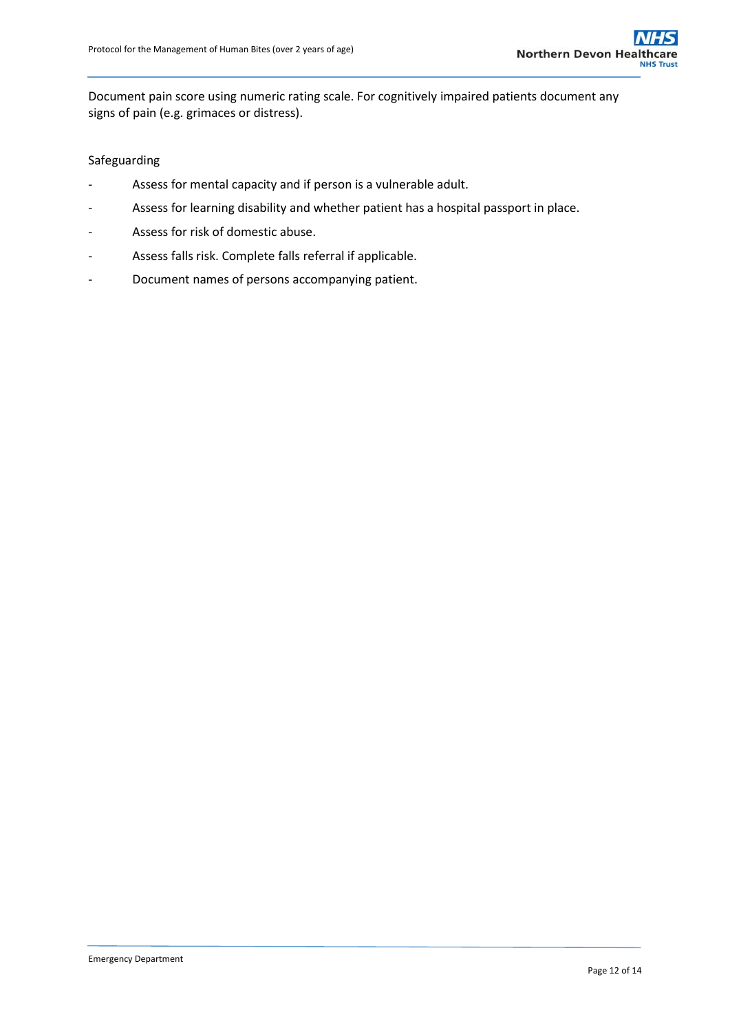Document pain score using numeric rating scale. For cognitively impaired patients document any signs of pain (e.g. grimaces or distress).

Safeguarding

- Assess for mental capacity and if person is a vulnerable adult.
- Assess for learning disability and whether patient has a hospital passport in place.
- Assess for risk of domestic abuse.
- Assess falls risk. Complete falls referral if applicable.
- Document names of persons accompanying patient.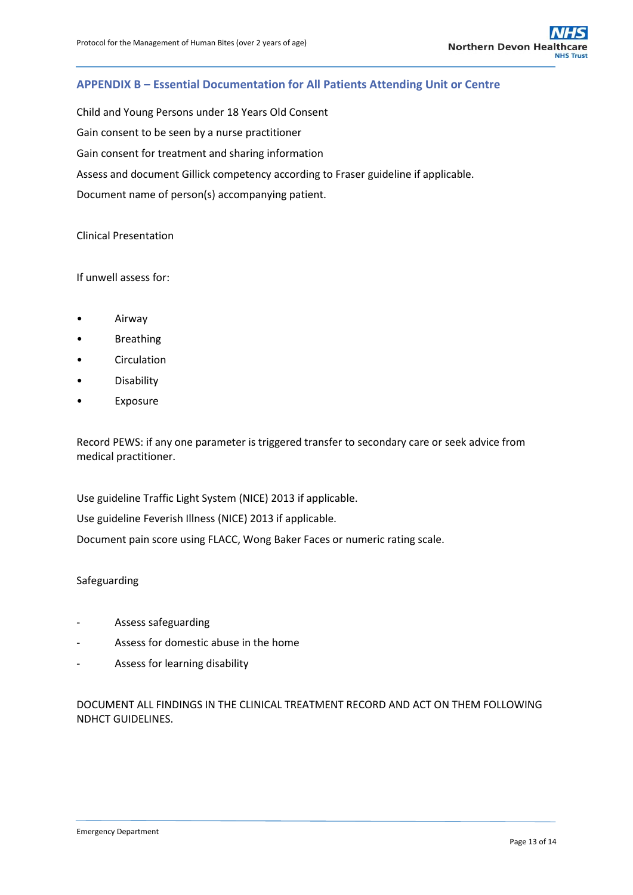## APPENDIX B – Essential Documentation for All Patients Attending Unit or Centre

Child and Young Persons under 18 Years Old Consent

Gain consent to be seen by a nurse practitioner

Gain consent for treatment and sharing information

Assess and document Gillick competency according to Fraser guideline if applicable.

Document name of person(s) accompanying patient.

Clinical Presentation

If unwell assess for:

- Airway
- Breathing
- Circulation
- Disability
- Exposure

Record PEWS: if any one parameter is triggered transfer to secondary care or seek advice from medical practitioner.

Use guideline Traffic Light System (NICE) 2013 if applicable.

Use guideline Feverish Illness (NICE) 2013 if applicable.

Document pain score using FLACC, Wong Baker Faces or numeric rating scale.

Safeguarding

- Assess safeguarding
- Assess for domestic abuse in the home
- Assess for learning disability

DOCUMENT ALL FINDINGS IN THE CLINICAL TREATMENT RECORD AND ACT ON THEM FOLLOWING NDHCT GUIDELINES.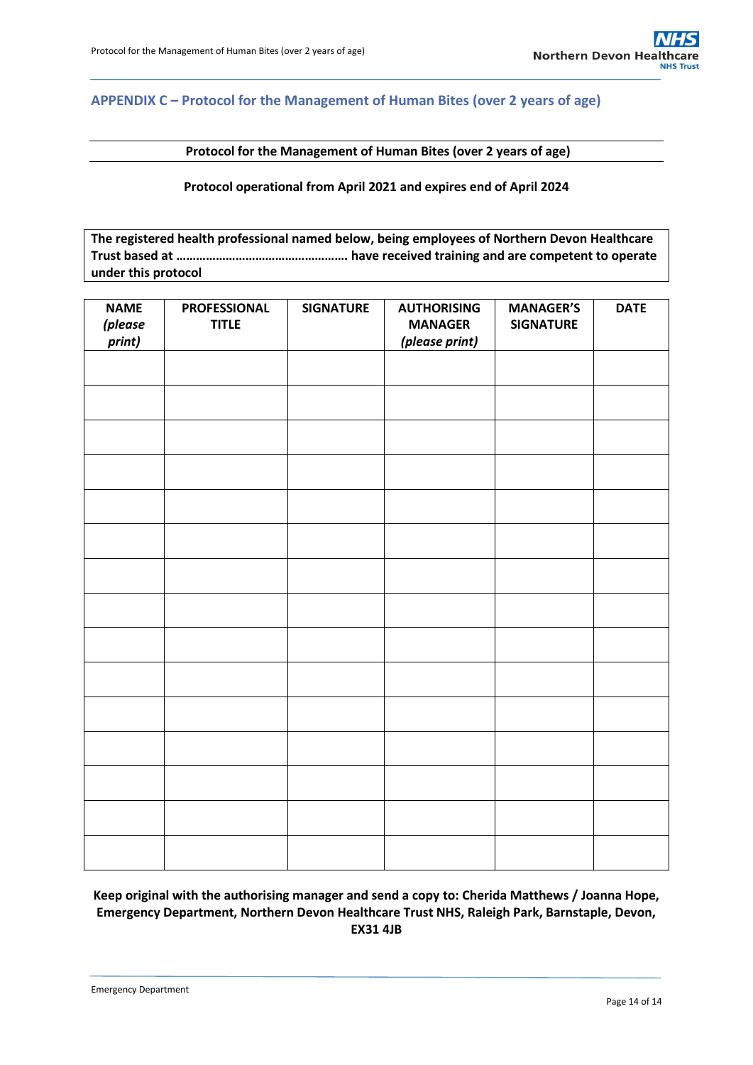## APPENDIX C – Protocol for the Management of Human Bites (over 2 years of age)

**Protocol for the Management of Human Bites (over 2 years of age)**

**Protocol operational from April 2021 and expires end of April 2024**

**The registered health professional named below, being employees of Northern Devon Healthcare Trust based at …………………………………………… have received training and are competent to operate under this protocol**

| NAME *(please print)* | PROFESSIONAL TITLE | SIGNATURE | AUTHORISING MANAGER *(please print)* | MANAGER'S SIGNATURE | DATE |
|---|---|---|---|---|---|
| | | | | | |
| | | | | | |
| | | | | | |
| | | | | | |
| | | | | | |
| | | | | | |
| | | | | | |
| | | | | | |
| | | | | | |
| | | | | | |
| | | | | | |
| | | | | | |
| | | | | | |
| | | | | | |
| | | | | | |

**Keep original with the authorising manager and send a copy to: Cherida Matthews / Joanna Hope, Emergency Department, Northern Devon Healthcare Trust NHS, Raleigh Park, Barnstaple, Devon, EX31 4JB**